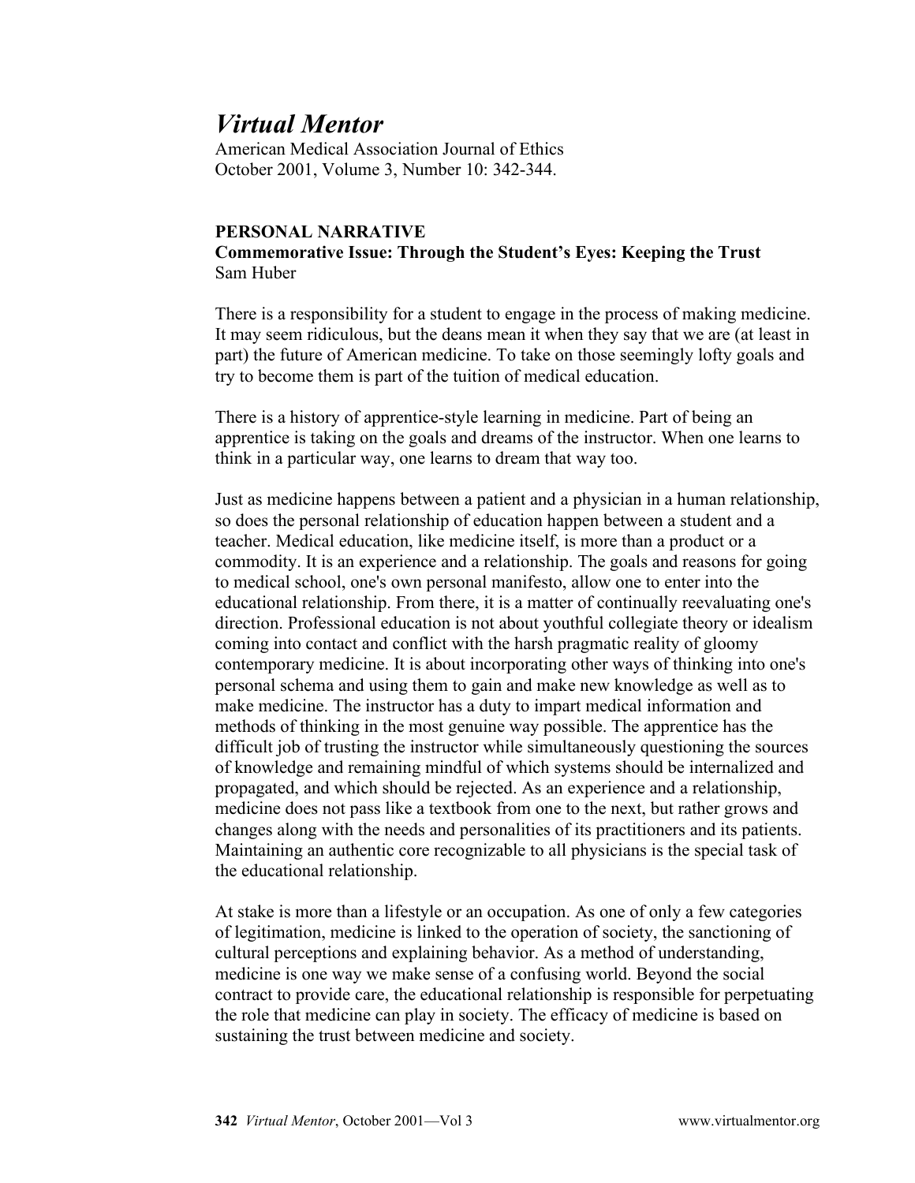# *Virtual Mentor*

American Medical Association Journal of Ethics
October 2001, Volume 3, Number 10: 342-344.

**PERSONAL NARRATIVE**
**Commemorative Issue: Through the Student's Eyes: Keeping the Trust**
Sam Huber

There is a responsibility for a student to engage in the process of making medicine. It may seem ridiculous, but the deans mean it when they say that we are (at least in part) the future of American medicine. To take on those seemingly lofty goals and try to become them is part of the tuition of medical education.

There is a history of apprentice-style learning in medicine. Part of being an apprentice is taking on the goals and dreams of the instructor. When one learns to think in a particular way, one learns to dream that way too.

Just as medicine happens between a patient and a physician in a human relationship, so does the personal relationship of education happen between a student and a teacher. Medical education, like medicine itself, is more than a product or a commodity. It is an experience and a relationship. The goals and reasons for going to medical school, one's own personal manifesto, allow one to enter into the educational relationship. From there, it is a matter of continually reevaluating one's direction. Professional education is not about youthful collegiate theory or idealism coming into contact and conflict with the harsh pragmatic reality of gloomy contemporary medicine. It is about incorporating other ways of thinking into one's personal schema and using them to gain and make new knowledge as well as to make medicine. The instructor has a duty to impart medical information and methods of thinking in the most genuine way possible. The apprentice has the difficult job of trusting the instructor while simultaneously questioning the sources of knowledge and remaining mindful of which systems should be internalized and propagated, and which should be rejected. As an experience and a relationship, medicine does not pass like a textbook from one to the next, but rather grows and changes along with the needs and personalities of its practitioners and its patients. Maintaining an authentic core recognizable to all physicians is the special task of the educational relationship.

At stake is more than a lifestyle or an occupation. As one of only a few categories of legitimation, medicine is linked to the operation of society, the sanctioning of cultural perceptions and explaining behavior. As a method of understanding, medicine is one way we make sense of a confusing world. Beyond the social contract to provide care, the educational relationship is responsible for perpetuating the role that medicine can play in society. The efficacy of medicine is based on sustaining the trust between medicine and society.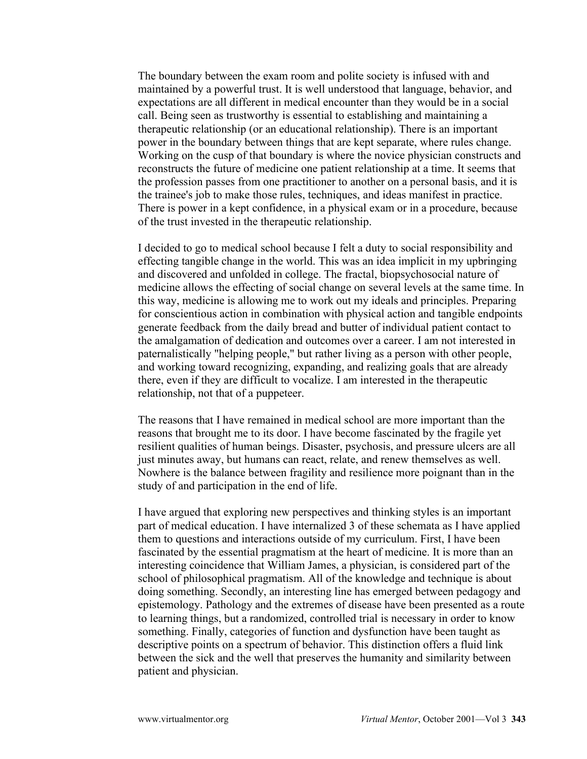The boundary between the exam room and polite society is infused with and maintained by a powerful trust. It is well understood that language, behavior, and expectations are all different in medical encounter than they would be in a social call. Being seen as trustworthy is essential to establishing and maintaining a therapeutic relationship (or an educational relationship). There is an important power in the boundary between things that are kept separate, where rules change. Working on the cusp of that boundary is where the novice physician constructs and reconstructs the future of medicine one patient relationship at a time. It seems that the profession passes from one practitioner to another on a personal basis, and it is the trainee's job to make those rules, techniques, and ideas manifest in practice. There is power in a kept confidence, in a physical exam or in a procedure, because of the trust invested in the therapeutic relationship.

I decided to go to medical school because I felt a duty to social responsibility and effecting tangible change in the world. This was an idea implicit in my upbringing and discovered and unfolded in college. The fractal, biopsychosocial nature of medicine allows the effecting of social change on several levels at the same time. In this way, medicine is allowing me to work out my ideals and principles. Preparing for conscientious action in combination with physical action and tangible endpoints generate feedback from the daily bread and butter of individual patient contact to the amalgamation of dedication and outcomes over a career. I am not interested in paternalistically "helping people," but rather living as a person with other people, and working toward recognizing, expanding, and realizing goals that are already there, even if they are difficult to vocalize. I am interested in the therapeutic relationship, not that of a puppeteer.

The reasons that I have remained in medical school are more important than the reasons that brought me to its door. I have become fascinated by the fragile yet resilient qualities of human beings. Disaster, psychosis, and pressure ulcers are all just minutes away, but humans can react, relate, and renew themselves as well. Nowhere is the balance between fragility and resilience more poignant than in the study of and participation in the end of life.

I have argued that exploring new perspectives and thinking styles is an important part of medical education. I have internalized 3 of these schemata as I have applied them to questions and interactions outside of my curriculum. First, I have been fascinated by the essential pragmatism at the heart of medicine. It is more than an interesting coincidence that William James, a physician, is considered part of the school of philosophical pragmatism. All of the knowledge and technique is about doing something. Secondly, an interesting line has emerged between pedagogy and epistemology. Pathology and the extremes of disease have been presented as a route to learning things, but a randomized, controlled trial is necessary in order to know something. Finally, categories of function and dysfunction have been taught as descriptive points on a spectrum of behavior. This distinction offers a fluid link between the sick and the well that preserves the humanity and similarity between patient and physician.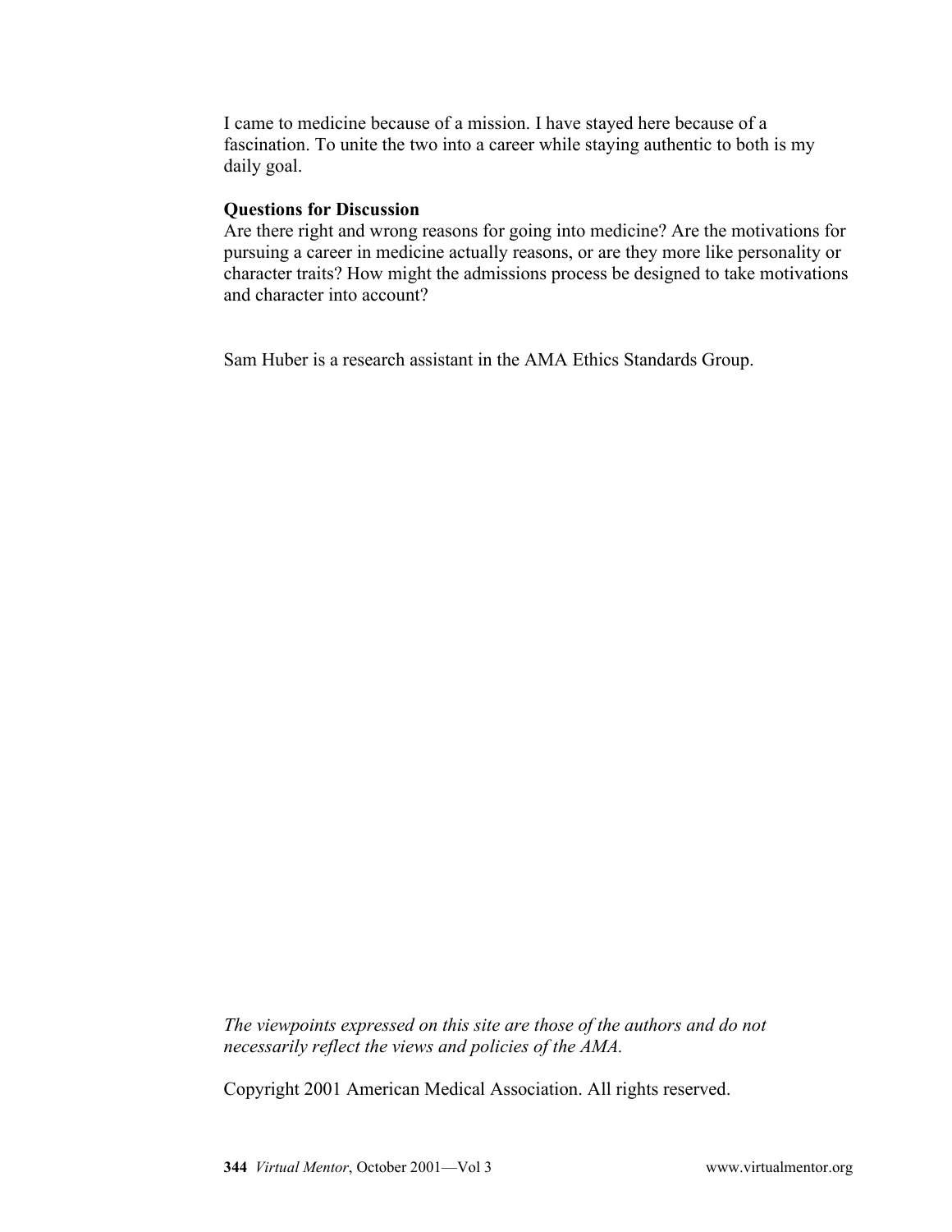I came to medicine because of a mission. I have stayed here because of a fascination. To unite the two into a career while staying authentic to both is my daily goal.

**Questions for Discussion**

Are there right and wrong reasons for going into medicine? Are the motivations for pursuing a career in medicine actually reasons, or are they more like personality or character traits? How might the admissions process be designed to take motivations and character into account?

Sam Huber is a research assistant in the AMA Ethics Standards Group.

*The viewpoints expressed on this site are those of the authors and do not necessarily reflect the views and policies of the AMA.*

Copyright 2001 American Medical Association. All rights reserved.